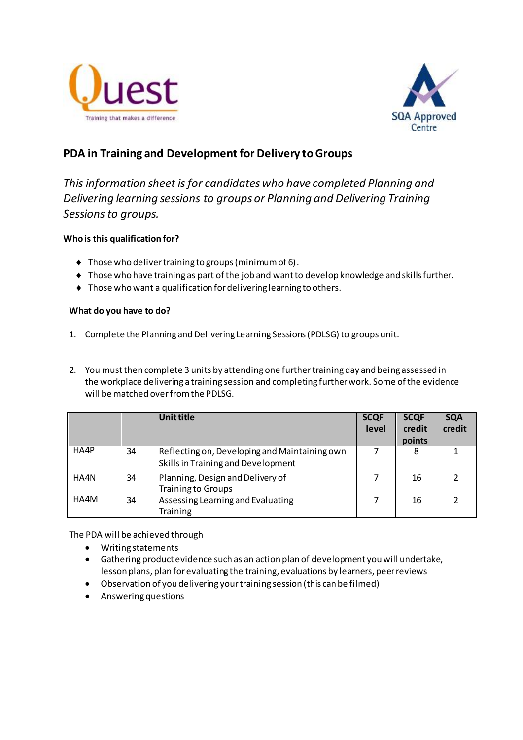# PDA in Training and Development for Delivery to Groups

*This information sheet is for candidates who have completed Planning and Delivering learning sessions to groups or Planning and Delivering Training Sessions to groups.*

**Who is this qualification for?**

- Those who deliver training to groups (minimum of 6).
- Those who have training as part of the job and want to develop knowledge and skills further.
- Those who want a qualification for delivering learning to others.

**What do you have to do?**

1. Complete the Planning and Delivering Learning Sessions (PDLSG) to groups unit.

2. You must then complete 3 units by attending one further training day and being assessed in the workplace delivering a training session and completing further work. Some of the evidence will be matched over from the PDLSG.

| | | Unit title | SCQF level | SCQF credit points | SQA credit |
|---|---|---|---|---|---|
| HA4P | 34 | Reflecting on, Developing and Maintaining own Skills in Training and Development | 7 | 8 | 1 |
| HA4N | 34 | Planning, Design and Delivery of Training to Groups | 7 | 16 | 2 |
| HA4M | 34 | Assessing Learning and Evaluating Training | 7 | 16 | 2 |

The PDA will be achieved through

- Writing statements
- Gathering product evidence such as an action plan of development you will undertake, lesson plans, plan for evaluating the training, evaluations by learners, peer reviews
- Observation of you delivering your training session (this can be filmed)
- Answering questions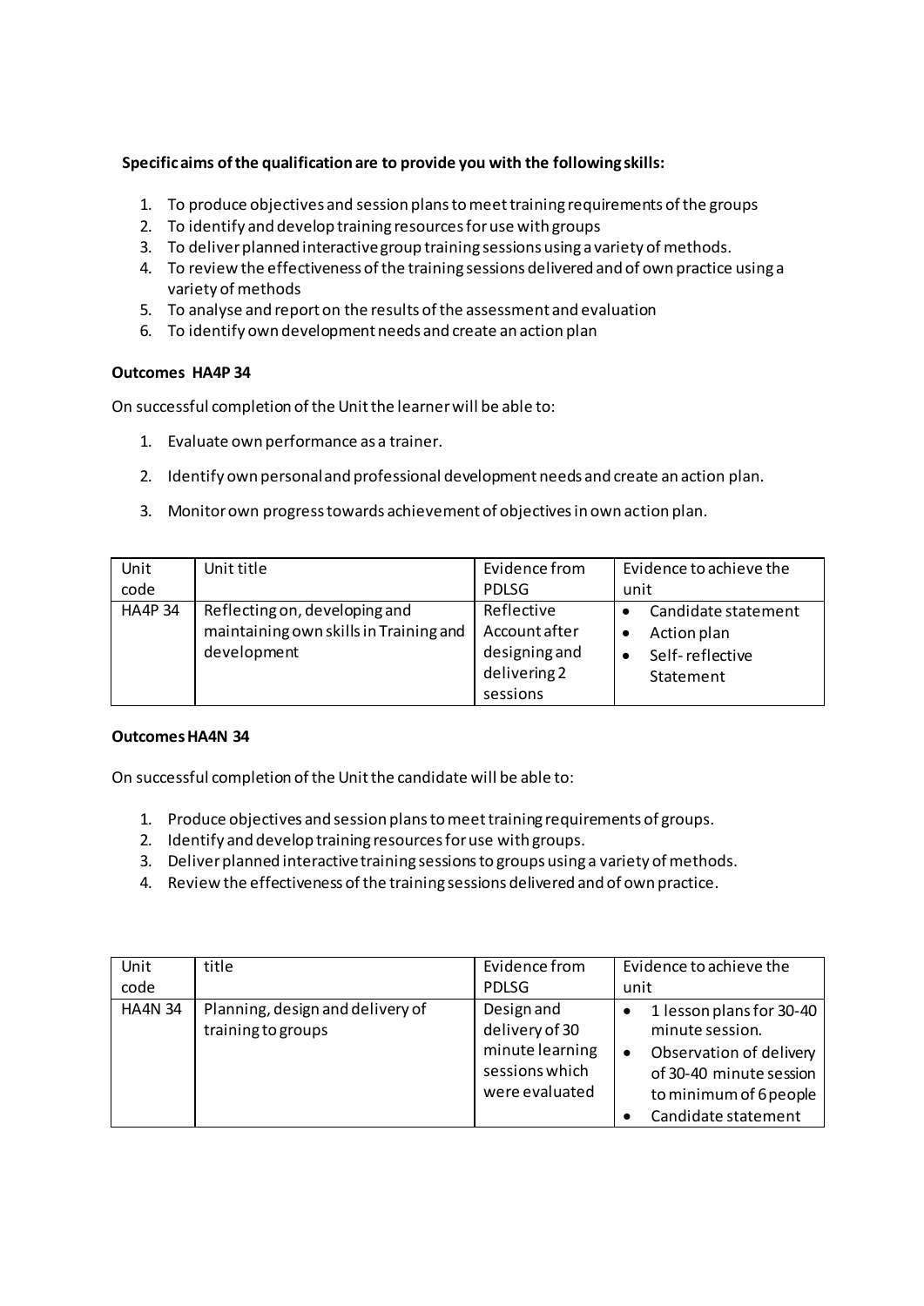**Specific aims of the qualification are to provide you with the following skills:**

1. To produce objectives and session plans to meet training requirements of the groups
2. To identify and develop training resources for use with groups
3. To deliver planned interactive group training sessions using a variety of methods.
4. To review the effectiveness of the training sessions delivered and of own practice using a variety of methods
5. To analyse and report on the results of the assessment and evaluation
6. To identify own development needs and create an action plan

**Outcomes HA4P 34**

On successful completion of the Unit the learner will be able to:

1. Evaluate own performance as a trainer.
2. Identify own personal and professional development needs and create an action plan.
3. Monitor own progress towards achievement of objectives in own action plan.

| Unit code | Unit title | Evidence from PDLSG | Evidence to achieve the unit |
|---|---|---|---|
| HA4P 34 | Reflecting on, developing and maintaining own skills in Training and development | Reflective Account after designing and delivering 2 sessions | • Candidate statement<br>• Action plan<br>• Self-reflective Statement |

**Outcomes HA4N 34**

On successful completion of the Unit the candidate will be able to:

1. Produce objectives and session plans to meet training requirements of groups.
2. Identify and develop training resources for use with groups.
3. Deliver planned interactive training sessions to groups using a variety of methods.
4. Review the effectiveness of the training sessions delivered and of own practice.

| Unit code | title | Evidence from PDLSG | Evidence to achieve the unit |
|---|---|---|---|
| HA4N 34 | Planning, design and delivery of training to groups | Design and delivery of 30 minute learning sessions which were evaluated | • 1 lesson plans for 30-40 minute session.<br>• Observation of delivery of 30-40 minute session to minimum of 6 people<br>• Candidate statement |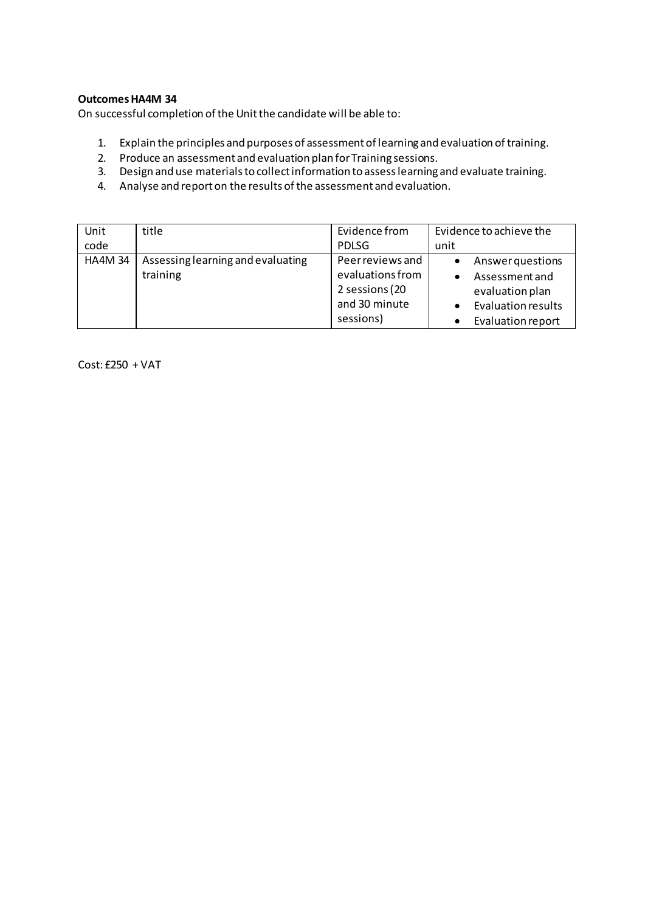**Outcomes HA4M 34**

On successful completion of the Unit the candidate will be able to:

1. Explain the principles and purposes of assessment of learning and evaluation of training.
2. Produce an assessment and evaluation plan for Training sessions.
3. Design and use materials to collect information to assess learning and evaluate training.
4. Analyse and report on the results of the assessment and evaluation.

| Unit code | title | Evidence from PDLSG | Evidence to achieve the unit |
|---|---|---|---|
| HA4M 34 | Assessing learning and evaluating training | Peer reviews and evaluations from 2 sessions (20 and 30 minute sessions) | • Answer questions<br>• Assessment and evaluation plan<br>• Evaluation results<br>• Evaluation report |

Cost: £250 + VAT